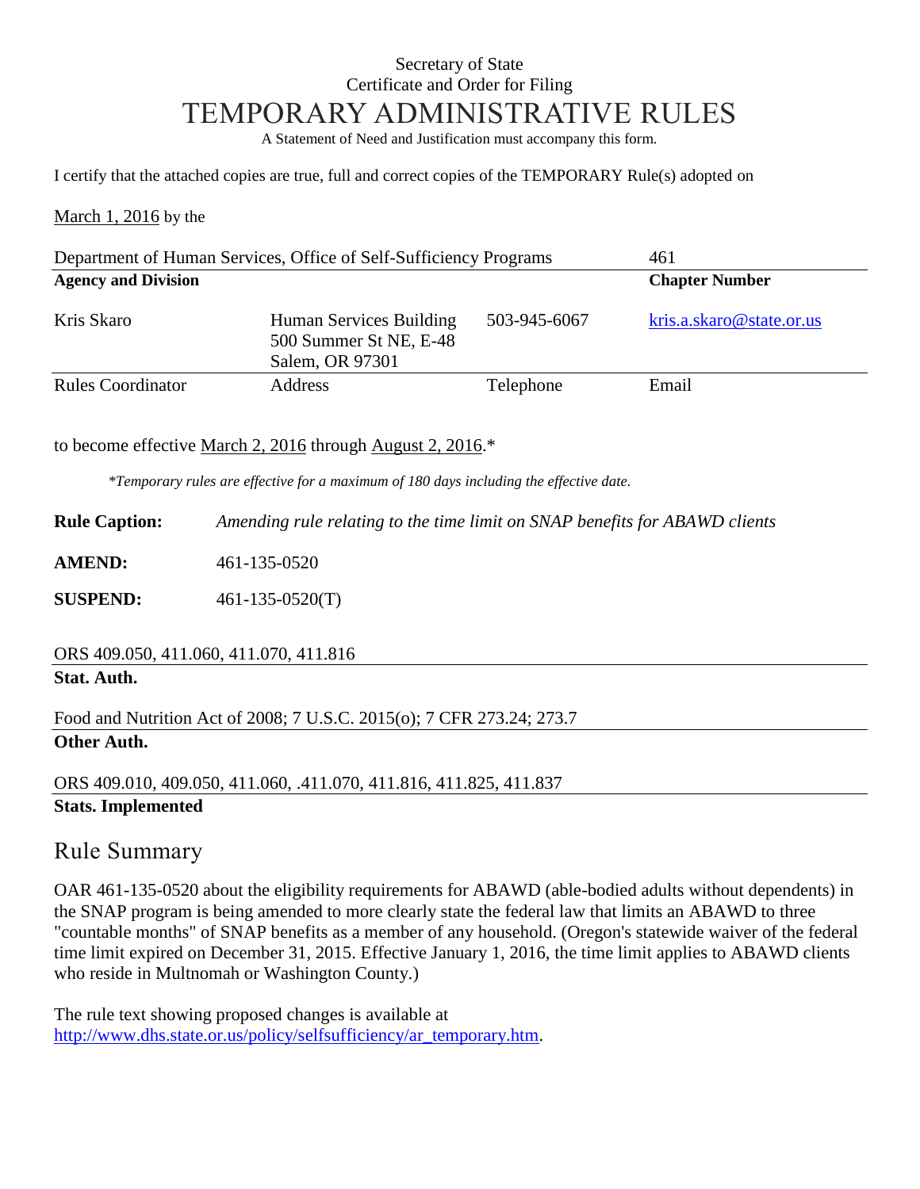Secretary of State
Certificate and Order for Filing

# TEMPORARY ADMINISTRATIVE RULES

A Statement of Need and Justification must accompany this form.

I certify that the attached copies are true, full and correct copies of the TEMPORARY Rule(s) adopted on

March 1, 2016 by the

| Department of Human Services, Office of Self-Sufficiency Programs | | | 461 |
| --- | --- | --- | --- |
| **Agency and Division** | | | **Chapter Number** |
| Kris Skaro | Human Services Building<br>500 Summer St NE, E-48<br>Salem, OR 97301 | 503-945-6067 | kris.a.skaro@state.or.us |
| Rules Coordinator | Address | Telephone | Email |

to become effective March 2, 2016 through August 2, 2016.*

*\*Temporary rules are effective for a maximum of 180 days including the effective date.*

**Rule Caption:** *Amending rule relating to the time limit on SNAP benefits for ABAWD clients*

**AMEND:** 461-135-0520

**SUSPEND:** 461-135-0520(T)

ORS 409.050, 411.060, 411.070, 411.816
**Stat. Auth.**

Food and Nutrition Act of 2008; 7 U.S.C. 2015(o); 7 CFR 273.24; 273.7
**Other Auth.**

ORS 409.010, 409.050, 411.060, .411.070, 411.816, 411.825, 411.837
**Stats. Implemented**

## Rule Summary

OAR 461-135-0520 about the eligibility requirements for ABAWD (able-bodied adults without dependents) in the SNAP program is being amended to more clearly state the federal law that limits an ABAWD to three "countable months" of SNAP benefits as a member of any household. (Oregon's statewide waiver of the federal time limit expired on December 31, 2015. Effective January 1, 2016, the time limit applies to ABAWD clients who reside in Multnomah or Washington County.)

The rule text showing proposed changes is available at http://www.dhs.state.or.us/policy/selfsufficiency/ar_temporary.htm.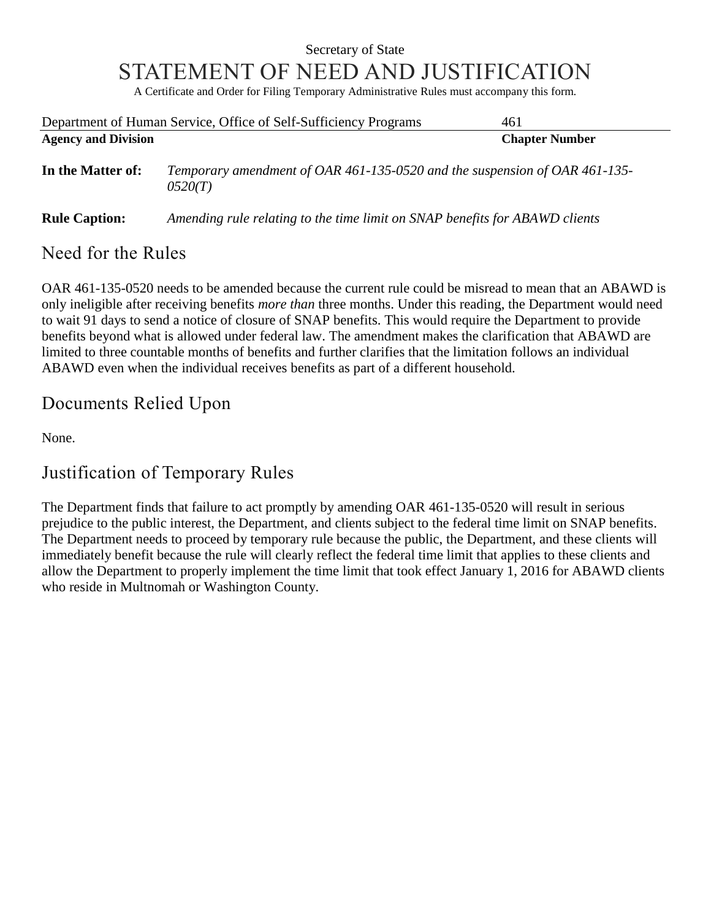Secretary of State

# STATEMENT OF NEED AND JUSTIFICATION

A Certificate and Order for Filing Temporary Administrative Rules must accompany this form.

| Department of Human Service, Office of Self-Sufficiency Programs | 461 |
| --- | --- |
| **Agency and Division** | **Chapter Number** |

**In the Matter of:** *Temporary amendment of OAR 461-135-0520 and the suspension of OAR 461-135-0520(T)*

**Rule Caption:** *Amending rule relating to the time limit on SNAP benefits for ABAWD clients*

## Need for the Rules

OAR 461-135-0520 needs to be amended because the current rule could be misread to mean that an ABAWD is only ineligible after receiving benefits *more than* three months. Under this reading, the Department would need to wait 91 days to send a notice of closure of SNAP benefits. This would require the Department to provide benefits beyond what is allowed under federal law. The amendment makes the clarification that ABAWD are limited to three countable months of benefits and further clarifies that the limitation follows an individual ABAWD even when the individual receives benefits as part of a different household.

## Documents Relied Upon

None.

## Justification of Temporary Rules

The Department finds that failure to act promptly by amending OAR 461-135-0520 will result in serious prejudice to the public interest, the Department, and clients subject to the federal time limit on SNAP benefits. The Department needs to proceed by temporary rule because the public, the Department, and these clients will immediately benefit because the rule will clearly reflect the federal time limit that applies to these clients and allow the Department to properly implement the time limit that took effect January 1, 2016 for ABAWD clients who reside in Multnomah or Washington County.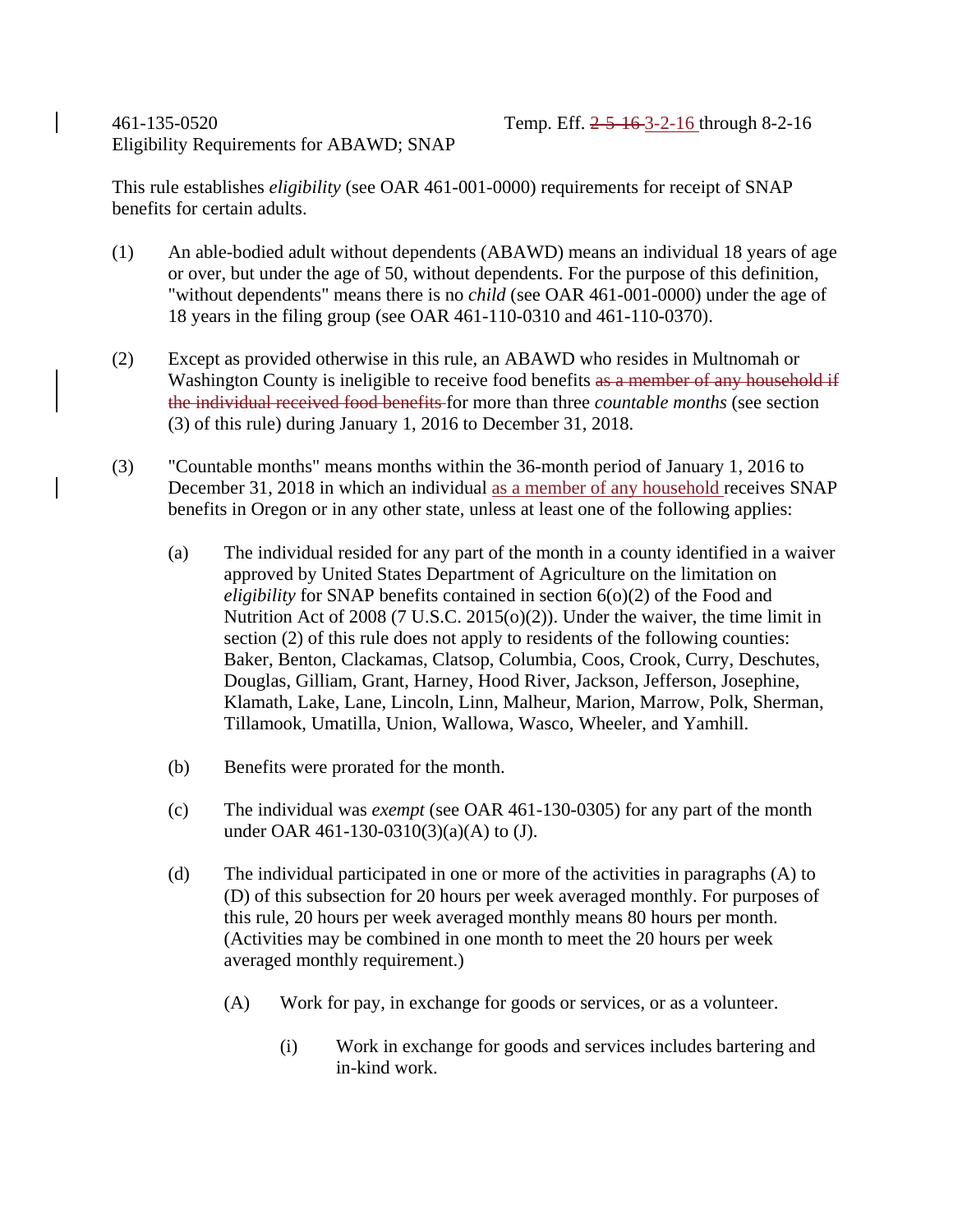461-135-0520 Temp. Eff. ~~2-5-16~~ 3-2-16 through 8-2-16

Eligibility Requirements for ABAWD; SNAP

This rule establishes *eligibility* (see OAR 461-001-0000) requirements for receipt of SNAP benefits for certain adults.

(1) An able-bodied adult without dependents (ABAWD) means an individual 18 years of age or over, but under the age of 50, without dependents. For the purpose of this definition, "without dependents" means there is no *child* (see OAR 461-001-0000) under the age of 18 years in the filing group (see OAR 461-110-0310 and 461-110-0370).

(2) Except as provided otherwise in this rule, an ABAWD who resides in Multnomah or Washington County is ineligible to receive food benefits ~~as a member of any household if the individual received food benefits~~ for more than three *countable months* (see section (3) of this rule) during January 1, 2016 to December 31, 2018.

(3) "Countable months" means months within the 36-month period of January 1, 2016 to December 31, 2018 in which an individual as a member of any household receives SNAP benefits in Oregon or in any other state, unless at least one of the following applies:

   (a) The individual resided for any part of the month in a county identified in a waiver approved by United States Department of Agriculture on the limitation on *eligibility* for SNAP benefits contained in section 6(o)(2) of the Food and Nutrition Act of 2008 (7 U.S.C. 2015(o)(2)). Under the waiver, the time limit in section (2) of this rule does not apply to residents of the following counties: Baker, Benton, Clackamas, Clatsop, Columbia, Coos, Crook, Curry, Deschutes, Douglas, Gilliam, Grant, Harney, Hood River, Jackson, Jefferson, Josephine, Klamath, Lake, Lane, Lincoln, Linn, Malheur, Marion, Marrow, Polk, Sherman, Tillamook, Umatilla, Union, Wallowa, Wasco, Wheeler, and Yamhill.

   (b) Benefits were prorated for the month.

   (c) The individual was *exempt* (see OAR 461-130-0305) for any part of the month under OAR 461-130-0310(3)(a)(A) to (J).

   (d) The individual participated in one or more of the activities in paragraphs (A) to (D) of this subsection for 20 hours per week averaged monthly. For purposes of this rule, 20 hours per week averaged monthly means 80 hours per month. (Activities may be combined in one month to meet the 20 hours per week averaged monthly requirement.)

      (A) Work for pay, in exchange for goods or services, or as a volunteer.

         (i) Work in exchange for goods and services includes bartering and in-kind work.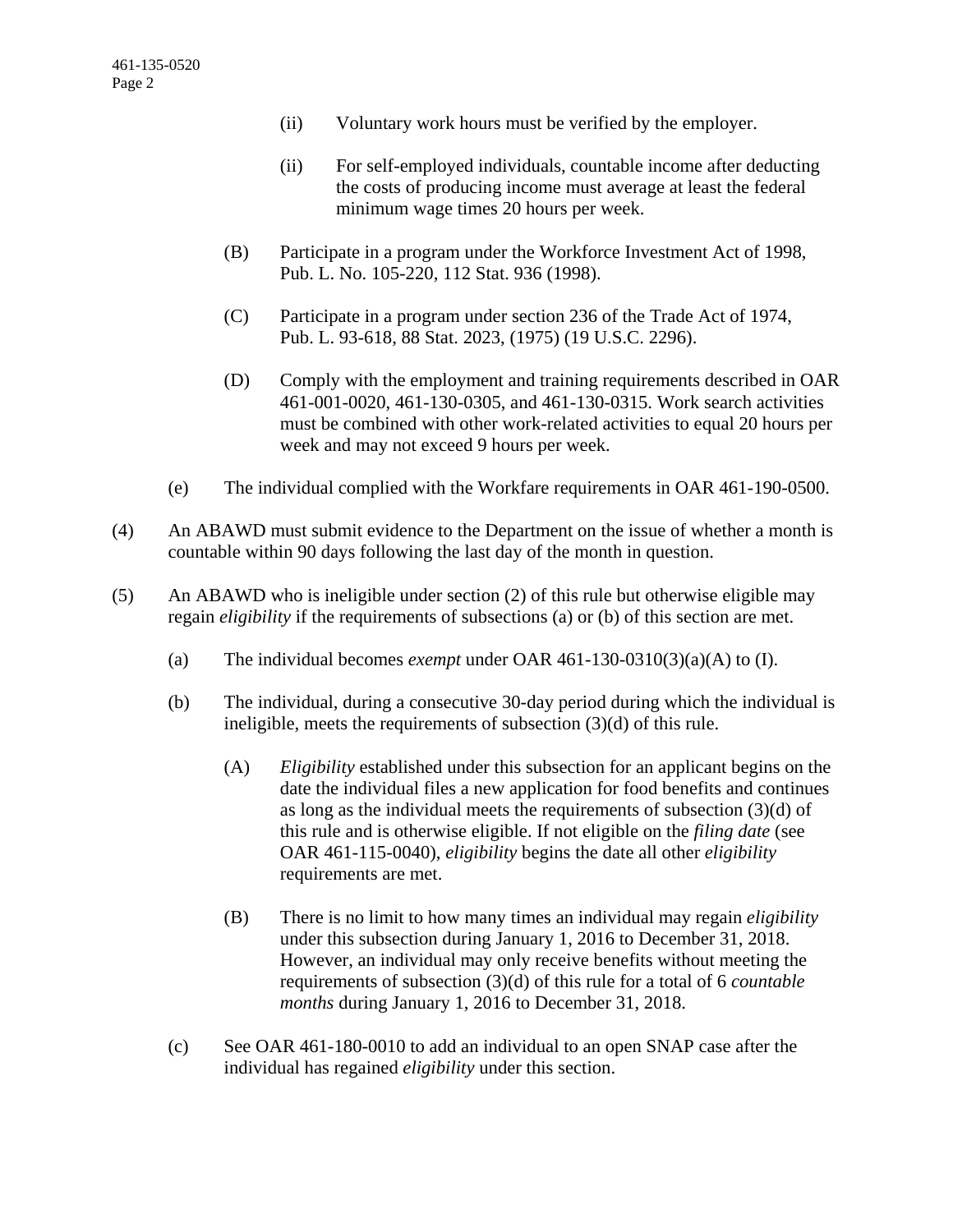(ii) Voluntary work hours must be verified by the employer.

(ii) For self-employed individuals, countable income after deducting the costs of producing income must average at least the federal minimum wage times 20 hours per week.

(B) Participate in a program under the Workforce Investment Act of 1998, Pub. L. No. 105-220, 112 Stat. 936 (1998).

(C) Participate in a program under section 236 of the Trade Act of 1974, Pub. L. 93-618, 88 Stat. 2023, (1975) (19 U.S.C. 2296).

(D) Comply with the employment and training requirements described in OAR 461-001-0020, 461-130-0305, and 461-130-0315. Work search activities must be combined with other work-related activities to equal 20 hours per week and may not exceed 9 hours per week.

(e) The individual complied with the Workfare requirements in OAR 461-190-0500.

(4) An ABAWD must submit evidence to the Department on the issue of whether a month is countable within 90 days following the last day of the month in question.

(5) An ABAWD who is ineligible under section (2) of this rule but otherwise eligible may regain *eligibility* if the requirements of subsections (a) or (b) of this section are met.

(a) The individual becomes *exempt* under OAR 461-130-0310(3)(a)(A) to (I).

(b) The individual, during a consecutive 30-day period during which the individual is ineligible, meets the requirements of subsection (3)(d) of this rule.

(A) *Eligibility* established under this subsection for an applicant begins on the date the individual files a new application for food benefits and continues as long as the individual meets the requirements of subsection (3)(d) of this rule and is otherwise eligible. If not eligible on the *filing date* (see OAR 461-115-0040), *eligibility* begins the date all other *eligibility* requirements are met.

(B) There is no limit to how many times an individual may regain *eligibility* under this subsection during January 1, 2016 to December 31, 2018. However, an individual may only receive benefits without meeting the requirements of subsection (3)(d) of this rule for a total of 6 *countable months* during January 1, 2016 to December 31, 2018.

(c) See OAR 461-180-0010 to add an individual to an open SNAP case after the individual has regained *eligibility* under this section.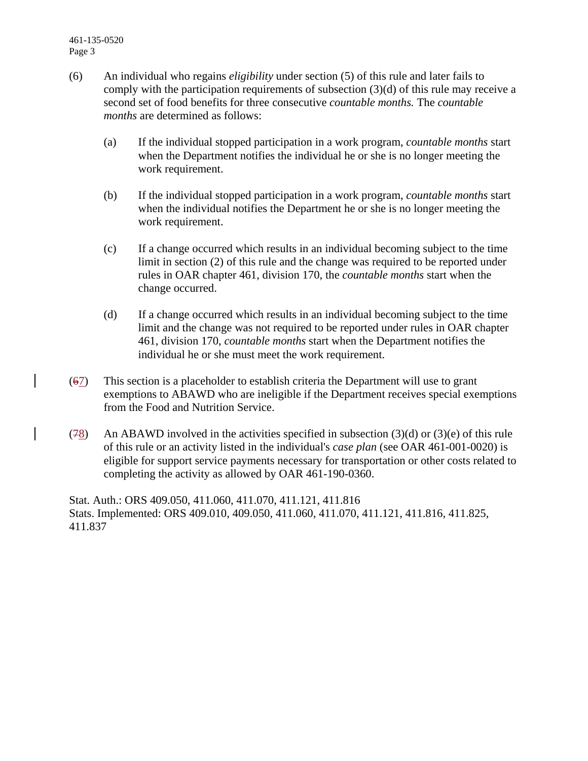(6) An individual who regains *eligibility* under section (5) of this rule and later fails to comply with the participation requirements of subsection (3)(d) of this rule may receive a second set of food benefits for three consecutive *countable months.* The *countable months* are determined as follows:

(a) If the individual stopped participation in a work program, *countable months* start when the Department notifies the individual he or she is no longer meeting the work requirement.

(b) If the individual stopped participation in a work program, *countable months* start when the individual notifies the Department he or she is no longer meeting the work requirement.

(c) If a change occurred which results in an individual becoming subject to the time limit in section (2) of this rule and the change was required to be reported under rules in OAR chapter 461, division 170, the *countable months* start when the change occurred.

(d) If a change occurred which results in an individual becoming subject to the time limit and the change was not required to be reported under rules in OAR chapter 461, division 170, *countable months* start when the Department notifies the individual he or she must meet the work requirement.

(~~6~~7) This section is a placeholder to establish criteria the Department will use to grant exemptions to ABAWD who are ineligible if the Department receives special exemptions from the Food and Nutrition Service.

(~~7~~8) An ABAWD involved in the activities specified in subsection (3)(d) or (3)(e) of this rule of this rule or an activity listed in the individual's *case plan* (see OAR 461-001-0020) is eligible for support service payments necessary for transportation or other costs related to completing the activity as allowed by OAR 461-190-0360.

Stat. Auth.: ORS 409.050, 411.060, 411.070, 411.121, 411.816
Stats. Implemented: ORS 409.010, 409.050, 411.060, 411.070, 411.121, 411.816, 411.825, 411.837